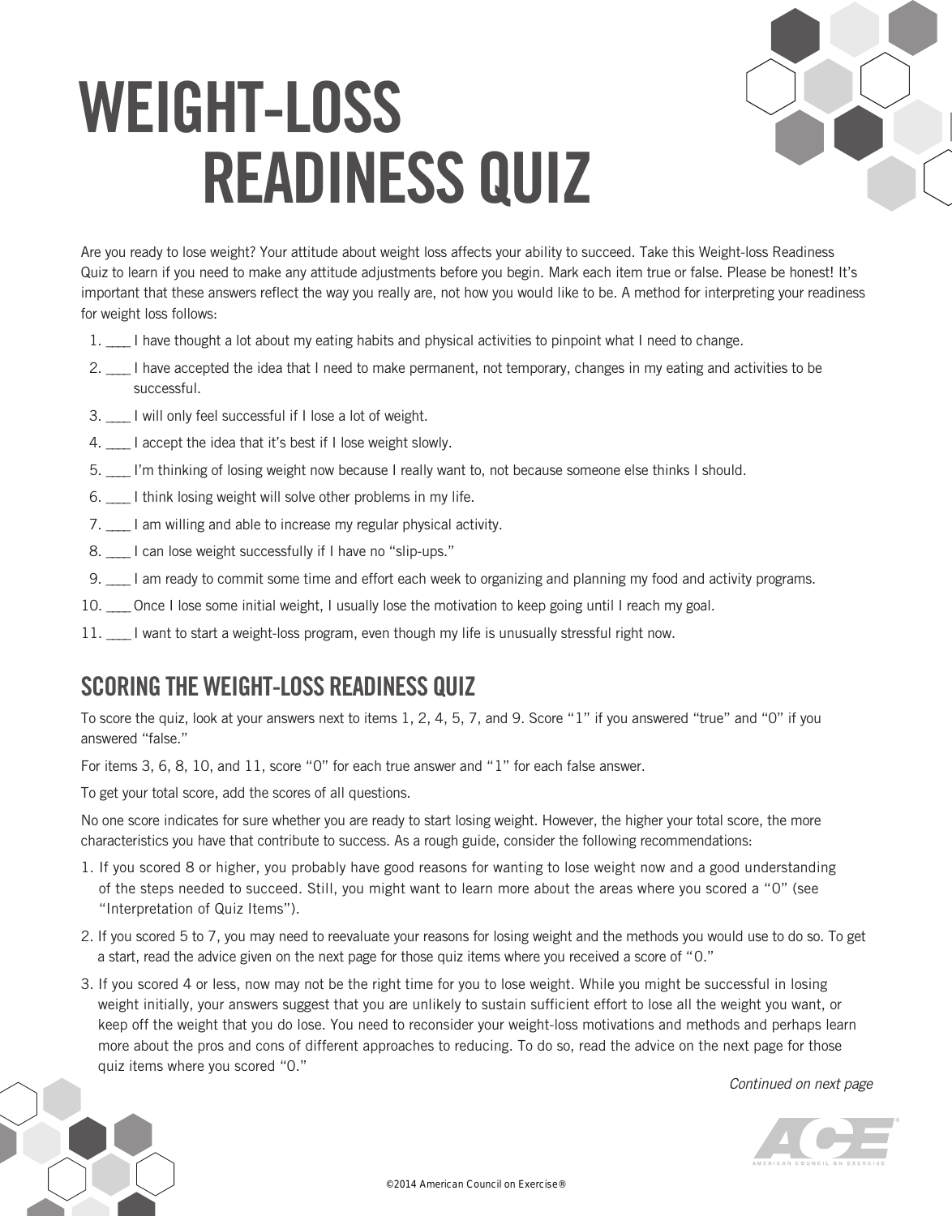# WEIGHT-LOSS READINESS QUIZ

Are you ready to lose weight? Your attitude about weight loss affects your ability to succeed. Take this Weight-loss Readiness Quiz to learn if you need to make any attitude adjustments before you begin. Mark each item true or false. Please be honest! It's important that these answers reflect the way you really are, not how you would like to be. A method for interpreting your readiness for weight loss follows:

1. ____ I have thought a lot about my eating habits and physical activities to pinpoint what I need to change.
2. ____ I have accepted the idea that I need to make permanent, not temporary, changes in my eating and activities to be successful.
3. ____ I will only feel successful if I lose a lot of weight.
4. ____ I accept the idea that it's best if I lose weight slowly.
5. ____ I'm thinking of losing weight now because I really want to, not because someone else thinks I should.
6. ____ I think losing weight will solve other problems in my life.
7. ____ I am willing and able to increase my regular physical activity.
8. ____ I can lose weight successfully if I have no "slip-ups."
9. ____ I am ready to commit some time and effort each week to organizing and planning my food and activity programs.
10. ____ Once I lose some initial weight, I usually lose the motivation to keep going until I reach my goal.
11. ____ I want to start a weight-loss program, even though my life is unusually stressful right now.

## SCORING THE WEIGHT-LOSS READINESS QUIZ

To score the quiz, look at your answers next to items 1, 2, 4, 5, 7, and 9. Score "1" if you answered "true" and "0" if you answered "false."

For items 3, 6, 8, 10, and 11, score "0" for each true answer and "1" for each false answer.

To get your total score, add the scores of all questions.

No one score indicates for sure whether you are ready to start losing weight. However, the higher your total score, the more characteristics you have that contribute to success. As a rough guide, consider the following recommendations:

1. If you scored 8 or higher, you probably have good reasons for wanting to lose weight now and a good understanding of the steps needed to succeed. Still, you might want to learn more about the areas where you scored a "0" (see "Interpretation of Quiz Items").
2. If you scored 5 to 7, you may need to reevaluate your reasons for losing weight and the methods you would use to do so. To get a start, read the advice given on the next page for those quiz items where you received a score of "0."
3. If you scored 4 or less, now may not be the right time for you to lose weight. While you might be successful in losing weight initially, your answers suggest that you are unlikely to sustain sufficient effort to lose all the weight you want, or keep off the weight that you do lose. You need to reconsider your weight-loss motivations and methods and perhaps learn more about the pros and cons of different approaches to reducing. To do so, read the advice on the next page for those quiz items where you scored "0."

*Continued on next page*

©2014 American Council on Exercise®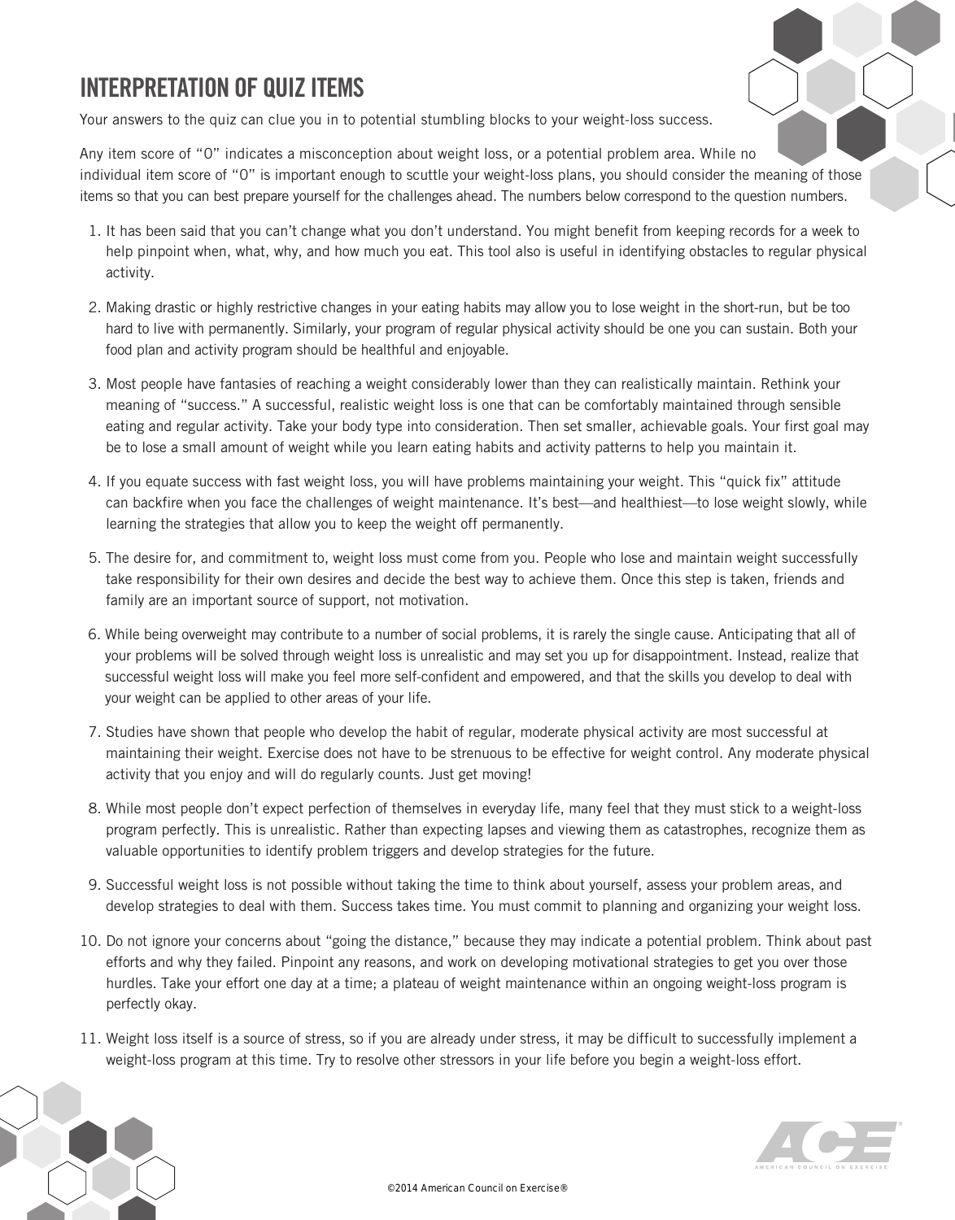# INTERPRETATION OF QUIZ ITEMS

Your answers to the quiz can clue you in to potential stumbling blocks to your weight-loss success.

Any item score of "0" indicates a misconception about weight loss, or a potential problem area. While no individual item score of "0" is important enough to scuttle your weight-loss plans, you should consider the meaning of those items so that you can best prepare yourself for the challenges ahead. The numbers below correspond to the question numbers.

1. It has been said that you can't change what you don't understand. You might benefit from keeping records for a week to help pinpoint when, what, why, and how much you eat. This tool also is useful in identifying obstacles to regular physical activity.
2. Making drastic or highly restrictive changes in your eating habits may allow you to lose weight in the short-run, but be too hard to live with permanently. Similarly, your program of regular physical activity should be one you can sustain. Both your food plan and activity program should be healthful and enjoyable.
3. Most people have fantasies of reaching a weight considerably lower than they can realistically maintain. Rethink your meaning of "success." A successful, realistic weight loss is one that can be comfortably maintained through sensible eating and regular activity. Take your body type into consideration. Then set smaller, achievable goals. Your first goal may be to lose a small amount of weight while you learn eating habits and activity patterns to help you maintain it.
4. If you equate success with fast weight loss, you will have problems maintaining your weight. This "quick fix" attitude can backfire when you face the challenges of weight maintenance. It's best—and healthiest—to lose weight slowly, while learning the strategies that allow you to keep the weight off permanently.
5. The desire for, and commitment to, weight loss must come from you. People who lose and maintain weight successfully take responsibility for their own desires and decide the best way to achieve them. Once this step is taken, friends and family are an important source of support, not motivation.
6. While being overweight may contribute to a number of social problems, it is rarely the single cause. Anticipating that all of your problems will be solved through weight loss is unrealistic and may set you up for disappointment. Instead, realize that successful weight loss will make you feel more self-confident and empowered, and that the skills you develop to deal with your weight can be applied to other areas of your life.
7. Studies have shown that people who develop the habit of regular, moderate physical activity are most successful at maintaining their weight. Exercise does not have to be strenuous to be effective for weight control. Any moderate physical activity that you enjoy and will do regularly counts. Just get moving!
8. While most people don't expect perfection of themselves in everyday life, many feel that they must stick to a weight-loss program perfectly. This is unrealistic. Rather than expecting lapses and viewing them as catastrophes, recognize them as valuable opportunities to identify problem triggers and develop strategies for the future.
9. Successful weight loss is not possible without taking the time to think about yourself, assess your problem areas, and develop strategies to deal with them. Success takes time. You must commit to planning and organizing your weight loss.
10. Do not ignore your concerns about "going the distance," because they may indicate a potential problem. Think about past efforts and why they failed. Pinpoint any reasons, and work on developing motivational strategies to get you over those hurdles. Take your effort one day at a time; a plateau of weight maintenance within an ongoing weight-loss program is perfectly okay.
11. Weight loss itself is a source of stress, so if you are already under stress, it may be difficult to successfully implement a weight-loss program at this time. Try to resolve other stressors in your life before you begin a weight-loss effort.

ACE AMERICAN COUNCIL ON EXERCISE

©2014 American Council on Exercise®